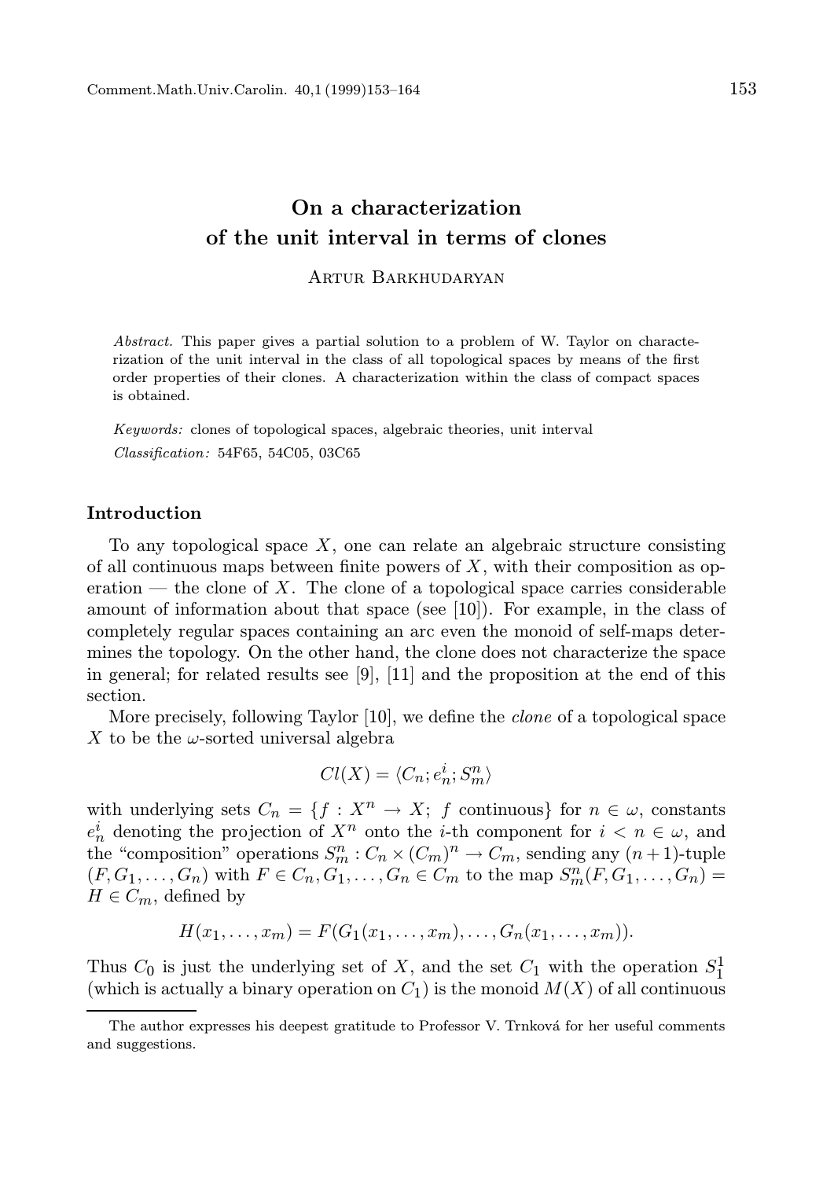# On a characterization of the unit interval in terms of clones

Artur Barkhudaryan

*Abstract.* This paper gives a partial solution to a problem of W. Taylor on characterization of the unit interval in the class of all topological spaces by means of the first order properties of their clones. A characterization within the class of compact spaces is obtained.

*Keywords:* clones of topological spaces, algebraic theories, unit interval

*Classification:* 54F65, 54C05, 03C65

## Introduction

To any topological space $X$, one can relate an algebraic structure consisting of all continuous maps between finite powers of $X$, with their composition as operation — the clone of $X$. The clone of a topological space carries considerable amount of information about that space (see [10]). For example, in the class of completely regular spaces containing an arc even the monoid of self-maps determines the topology. On the other hand, the clone does not characterize the space in general; for related results see [9], [11] and the proposition at the end of this section.

More precisely, following Taylor [10], we define the *clone* of a topological space $X$ to be the $\omega$-sorted universal algebra

$$Cl(X) = \langle C_n; e_n^i; S_m^n \rangle$$

with underlying sets $C_n = \{f : X^n \to X;\ f \text{ continuous}\}$ for $n \in \omega$, constants $e_n^i$ denoting the projection of $X^n$ onto the $i$-th component for $i < n \in \omega$, and the "composition" operations $S_m^n : C_n \times (C_m)^n \to C_m$, sending any $(n+1)$-tuple $(F, G_1, \ldots, G_n)$ with $F \in C_n, G_1, \ldots, G_n \in C_m$ to the map $S_m^n(F, G_1, \ldots, G_n) = H \in C_m$, defined by

$$H(x_1, \ldots, x_m) = F(G_1(x_1, \ldots, x_m), \ldots, G_n(x_1, \ldots, x_m)).$$

Thus $C_0$ is just the underlying set of $X$, and the set $C_1$ with the operation $S_1^1$ (which is actually a binary operation on $C_1$) is the monoid $M(X)$ of all continuous

The author expresses his deepest gratitude to Professor V. Trnková for her useful comments and suggestions.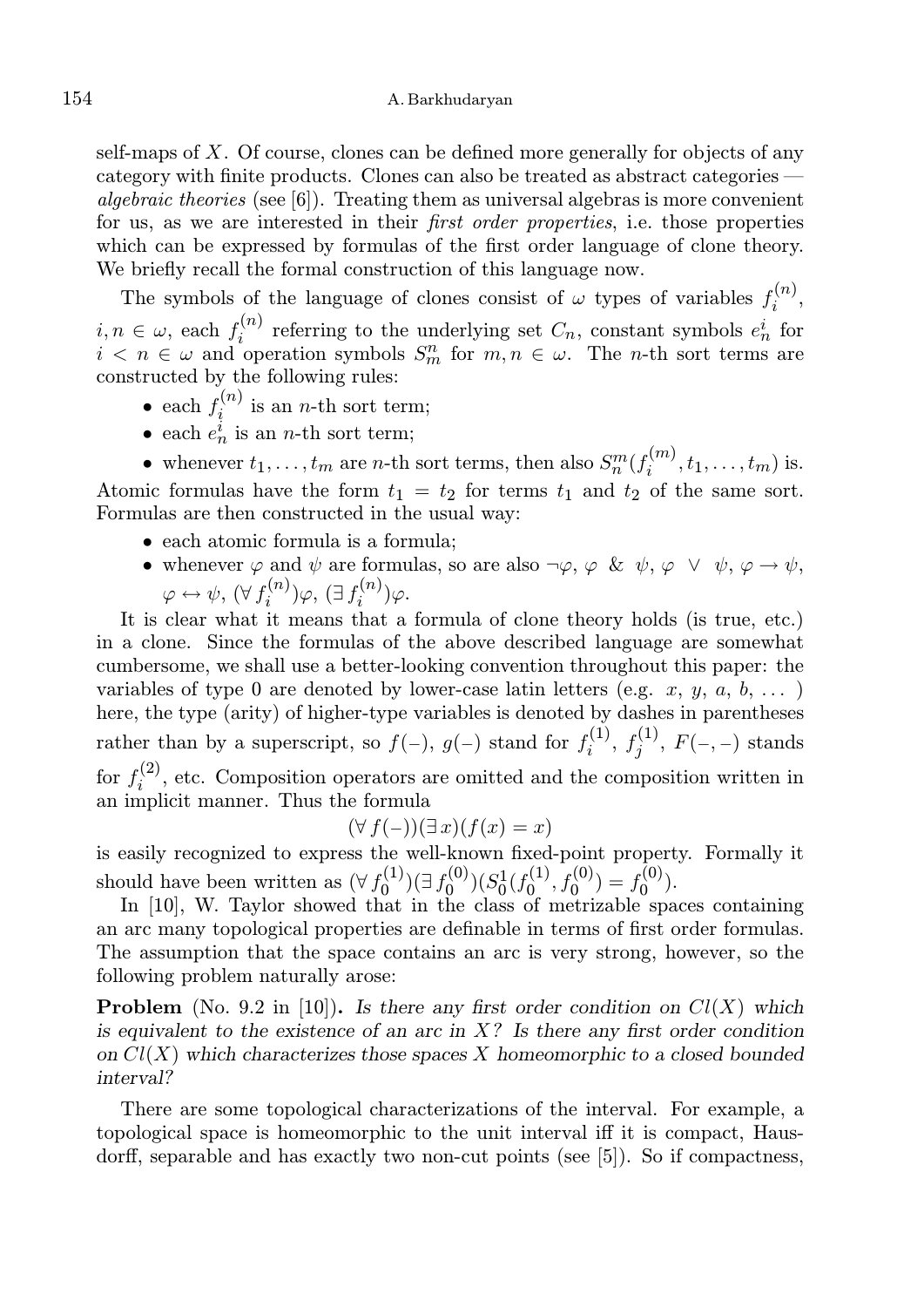self-maps of $X$. Of course, clones can be defined more generally for objects of any category with finite products. Clones can also be treated as abstract categories — *algebraic theories* (see [6]). Treating them as universal algebras is more convenient for us, as we are interested in their *first order properties*, i.e. those properties which can be expressed by formulas of the first order language of clone theory. We briefly recall the formal construction of this language now.

The symbols of the language of clones consist of $\omega$ types of variables $f_i^{(n)}$, $i, n \in \omega$, each $f_i^{(n)}$ referring to the underlying set $C_n$, constant symbols $e_n^i$ for $i < n \in \omega$ and operation symbols $S_m^n$ for $m, n \in \omega$. The $n$-th sort terms are constructed by the following rules:

- each $f_i^{(n)}$ is an $n$-th sort term;
- each $e_n^i$ is an $n$-th sort term;
- whenever $t_1, \ldots, t_m$ are $n$-th sort terms, then also $S_n^m(f_i^{(m)}, t_1, \ldots, t_m)$ is.

Atomic formulas have the form $t_1 = t_2$ for terms $t_1$ and $t_2$ of the same sort. Formulas are then constructed in the usual way:

- each atomic formula is a formula;
- whenever $\varphi$ and $\psi$ are formulas, so are also $\neg\varphi$, $\varphi \ \& \ \psi$, $\varphi \ \vee \ \psi$, $\varphi \to \psi$, $\varphi \leftrightarrow \psi$, $(\forall\, f_i^{(n)})\varphi$, $(\exists\, f_i^{(n)})\varphi$.

It is clear what it means that a formula of clone theory holds (is true, etc.) in a clone. Since the formulas of the above described language are somewhat cumbersome, we shall use a better-looking convention throughout this paper: the variables of type 0 are denoted by lower-case latin letters (e.g. $x$, $y$, $a$, $b$, ... ) here, the type (arity) of higher-type variables is denoted by dashes in parentheses rather than by a superscript, so $f(-)$, $g(-)$ stand for $f_i^{(1)}$, $f_j^{(1)}$, $F(-,-)$ stands for $f_i^{(2)}$, etc. Composition operators are omitted and the composition written in an implicit manner. Thus the formula

$$(\forall\, f(-))(\exists\, x)(f(x) = x)$$

is easily recognized to express the well-known fixed-point property. Formally it should have been written as $(\forall\, f_0^{(1)})(\exists\, f_0^{(0)})(S_0^1(f_0^{(1)}, f_0^{(0)}) = f_0^{(0)})$.

In [10], W. Taylor showed that in the class of metrizable spaces containing an arc many topological properties are definable in terms of first order formulas. The assumption that the space contains an arc is very strong, however, so the following problem naturally arose:

**Problem** (No. 9.2 in [10]). *Is there any first order condition on $Cl(X)$ which is equivalent to the existence of an arc in $X$? Is there any first order condition on $Cl(X)$ which characterizes those spaces $X$ homeomorphic to a closed bounded interval?*

There are some topological characterizations of the interval. For example, a topological space is homeomorphic to the unit interval iff it is compact, Hausdorff, separable and has exactly two non-cut points (see [5]). So if compactness,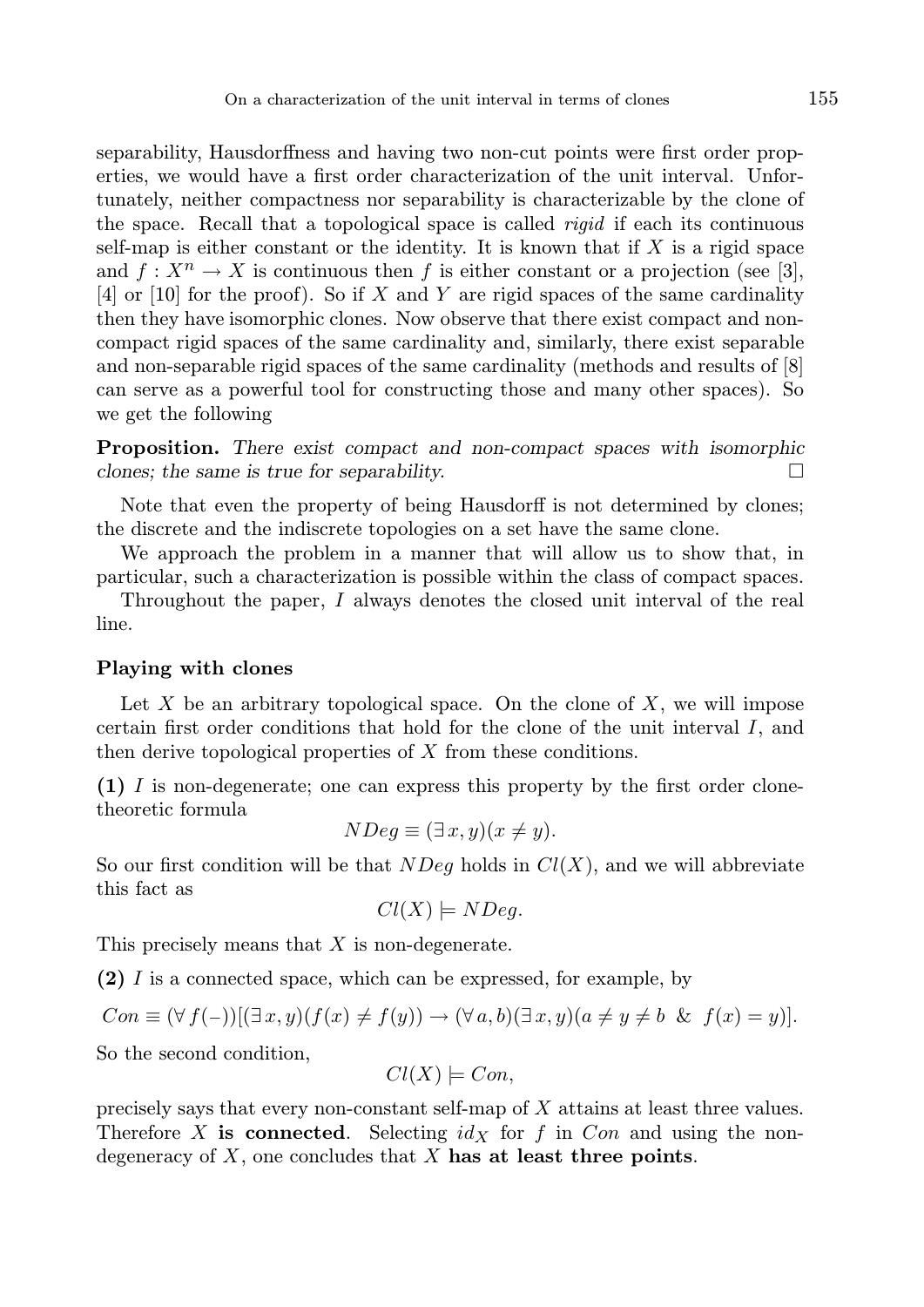separability, Hausdorffness and having two non-cut points were first order properties, we would have a first order characterization of the unit interval. Unfortunately, neither compactness nor separability is characterizable by the clone of the space. Recall that a topological space is called *rigid* if each its continuous self-map is either constant or the identity. It is known that if $X$ is a rigid space and $f : X^n \to X$ is continuous then $f$ is either constant or a projection (see [3], [4] or [10] for the proof). So if $X$ and $Y$ are rigid spaces of the same cardinality then they have isomorphic clones. Now observe that there exist compact and non-compact rigid spaces of the same cardinality and, similarly, there exist separable and non-separable rigid spaces of the same cardinality (methods and results of [8] can serve as a powerful tool for constructing those and many other spaces). So we get the following

**Proposition.** *There exist compact and non-compact spaces with isomorphic clones; the same is true for separability.* □

Note that even the property of being Hausdorff is not determined by clones; the discrete and the indiscrete topologies on a set have the same clone.

We approach the problem in a manner that will allow us to show that, in particular, such a characterization is possible within the class of compact spaces.

Throughout the paper, $I$ always denotes the closed unit interval of the real line.

### Playing with clones

Let $X$ be an arbitrary topological space. On the clone of $X$, we will impose certain first order conditions that hold for the clone of the unit interval $I$, and then derive topological properties of $X$ from these conditions.

**(1)** $I$ is non-degenerate; one can express this property by the first order clone-theoretic formula

$$NDeg \equiv (\exists\, x, y)(x \neq y).$$

So our first condition will be that $NDeg$ holds in $Cl(X)$, and we will abbreviate this fact as

$$Cl(X) \models NDeg.$$

This precisely means that $X$ is non-degenerate.

**(2)** $I$ is a connected space, which can be expressed, for example, by

$$Con \equiv (\forall\, f(-))[(\exists\, x, y)(f(x) \neq f(y)) \to (\forall\, a, b)(\exists\, x, y)(a \neq y \neq b \;\;\&\;\; f(x) = y)].$$

So the second condition,

$$Cl(X) \models Con,$$

precisely says that every non-constant self-map of $X$ attains at least three values. Therefore $X$ **is connected**. Selecting $id_X$ for $f$ in $Con$ and using the non-degeneracy of $X$, one concludes that $X$ **has at least three points**.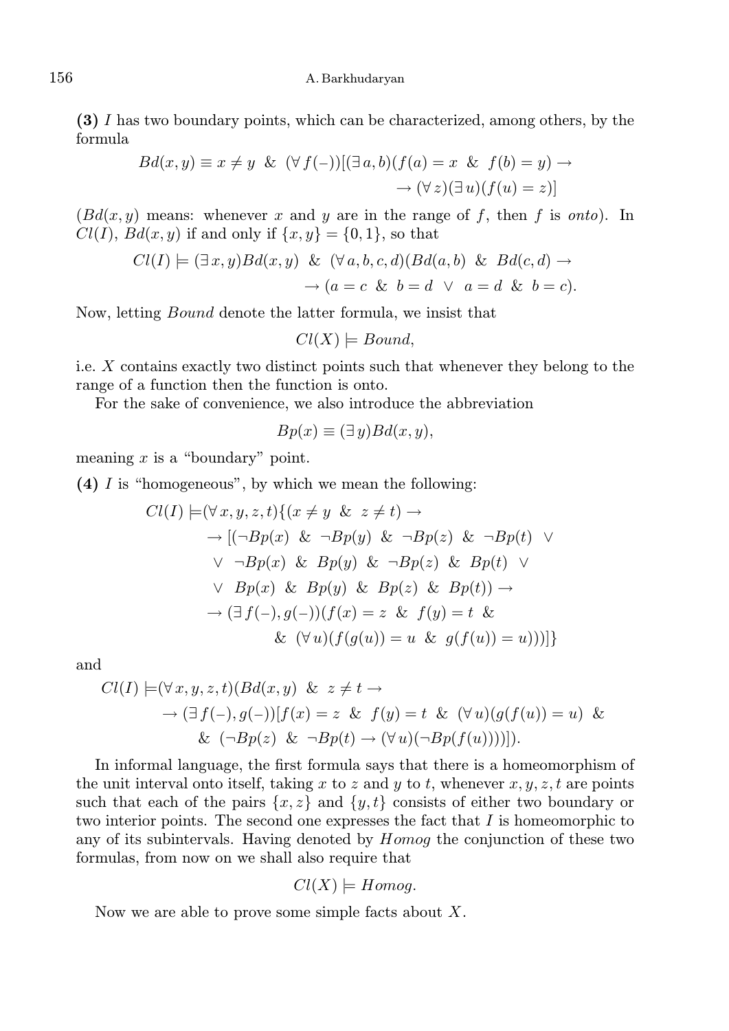**(3)** $I$ has two boundary points, which can be characterized, among others, by the formula

$$Bd(x,y) \equiv x \neq y \ \ \& \ \ (\forall\, f(-))[(\exists\, a,b)(f(a)=x \ \ \& \ \ f(b)=y) \rightarrow \\ \rightarrow (\forall\, z)(\exists\, u)(f(u)=z)]$$

($Bd(x,y)$ means: whenever $x$ and $y$ are in the range of $f$, then $f$ is *onto*). In $Cl(I)$, $Bd(x,y)$ if and only if $\{x,y\}=\{0,1\}$, so that

$$Cl(I) \models (\exists\, x,y)Bd(x,y) \ \ \& \ \ (\forall\, a,b,c,d)(Bd(a,b) \ \ \& \ \ Bd(c,d) \rightarrow \\ \rightarrow (a=c \ \ \& \ \ b=d \ \ \vee \ \ a=d \ \ \& \ \ b=c).$$

Now, letting *Bound* denote the latter formula, we insist that

$$Cl(X) \models Bound,$$

i.e. $X$ contains exactly two distinct points such that whenever they belong to the range of a function then the function is onto.

For the sake of convenience, we also introduce the abbreviation

$$Bp(x) \equiv (\exists\, y)Bd(x,y),$$

meaning $x$ is a "boundary" point.

**(4)** $I$ is "homogeneous", by which we mean the following:

$$\begin{aligned} Cl(I) \models &(\forall\, x,y,z,t)\{(x\neq y \ \ \& \ \ z\neq t) \rightarrow \\ &\rightarrow [(\neg Bp(x) \ \ \& \ \ \neg Bp(y) \ \ \& \ \ \neg Bp(z) \ \ \& \ \ \neg Bp(t) \ \ \vee \\ &\ \ \vee \ \ \neg Bp(x) \ \ \& \ \ Bp(y) \ \ \& \ \ \neg Bp(z) \ \ \& \ \ Bp(t) \ \ \vee \\ &\ \ \vee \ \ Bp(x) \ \ \& \ \ Bp(y) \ \ \& \ \ Bp(z) \ \ \& \ \ Bp(t)) \rightarrow \\ &\rightarrow (\exists\, f(-),g(-))(f(x)=z \ \ \& \ \ f(y)=t \ \ \& \\ &\qquad\qquad \& \ \ (\forall\, u)(f(g(u))=u \ \ \& \ \ g(f(u))=u)))]\} \end{aligned}$$

and

$$\begin{aligned} Cl(I) \models &(\forall\, x,y,z,t)(Bd(x,y) \ \ \& \ \ z\neq t \rightarrow \\ &\rightarrow (\exists\, f(-),g(-))[f(x)=z \ \ \& \ \ f(y)=t \ \ \& \ \ (\forall\, u)(g(f(u))=u) \ \ \& \\ &\qquad \& \ \ (\neg Bp(z) \ \ \& \ \ \neg Bp(t) \rightarrow (\forall\, u)(\neg Bp(f(u))))]). \end{aligned}$$

In informal language, the first formula says that there is a homeomorphism of the unit interval onto itself, taking $x$ to $z$ and $y$ to $t$, whenever $x,y,z,t$ are points such that each of the pairs $\{x,z\}$ and $\{y,t\}$ consists of either two boundary or two interior points. The second one expresses the fact that $I$ is homeomorphic to any of its subintervals. Having denoted by $Homog$ the conjunction of these two formulas, from now on we shall also require that

$$Cl(X) \models Homog.$$

Now we are able to prove some simple facts about $X$.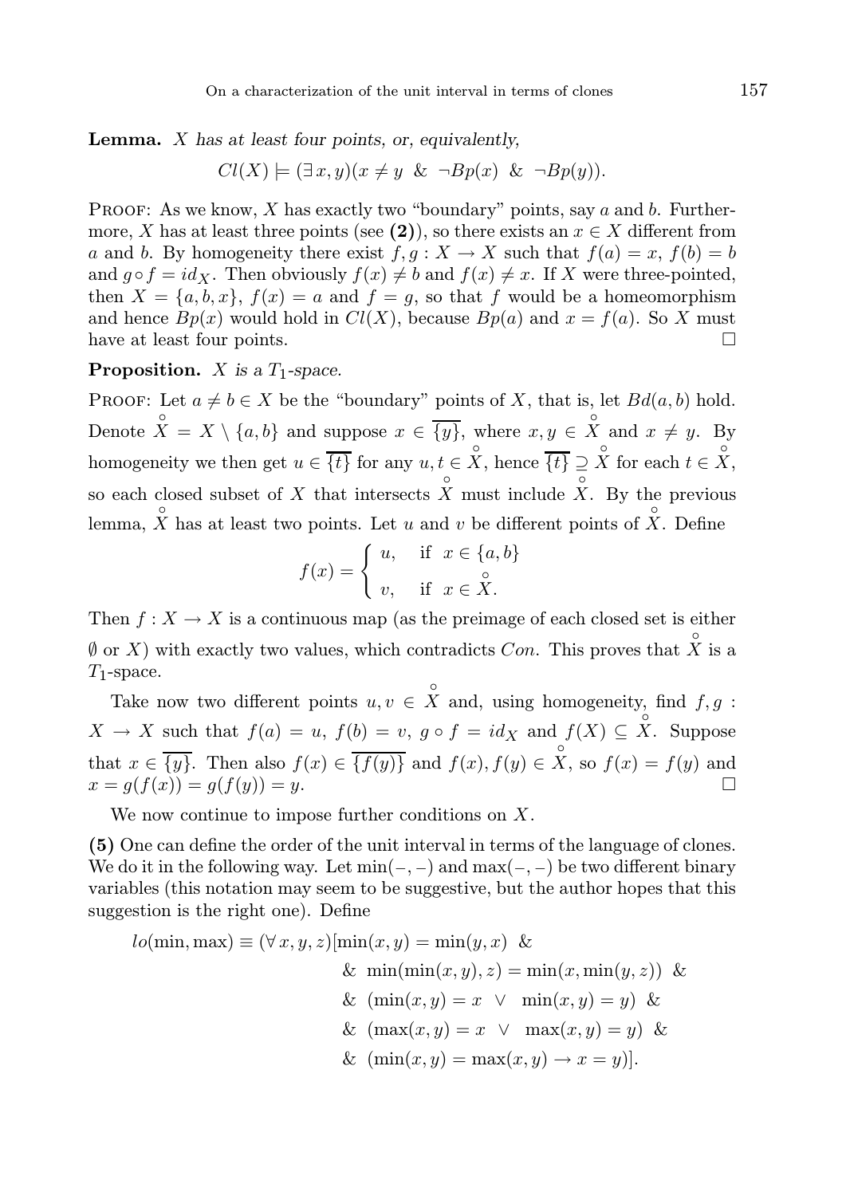**Lemma.** *$X$ has at least four points, or, equivalently,*

$$Cl(X) \models (\exists\, x, y)(x \neq y \;\;\&\;\; \neg Bp(x) \;\;\&\;\; \neg Bp(y)).$$

Proof: As we know, $X$ has exactly two "boundary" points, say $a$ and $b$. Furthermore, $X$ has at least three points (see **(2)**), so there exists an $x \in X$ different from $a$ and $b$. By homogeneity there exist $f, g : X \to X$ such that $f(a) = x$, $f(b) = b$ and $g \circ f = id_X$. Then obviously $f(x) \neq b$ and $f(x) \neq x$. If $X$ were three-pointed, then $X = \{a, b, x\}$, $f(x) = a$ and $f = g$, so that $f$ would be a homeomorphism and hence $Bp(x)$ would hold in $Cl(X)$, because $Bp(a)$ and $x = f(a)$. So $X$ must have at least four points. $\square$

**Proposition.** *$X$ is a $T_1$-space.*

Proof: Let $a \neq b \in X$ be the "boundary" points of $X$, that is, let $Bd(a, b)$ hold. Denote $\overset{\circ}{X} = X \setminus \{a, b\}$ and suppose $x \in \overline{\{y\}}$, where $x, y \in \overset{\circ}{X}$ and $x \neq y$. By homogeneity we then get $u \in \overline{\{t\}}$ for any $u, t \in \overset{\circ}{X}$, hence $\overline{\{t\}} \supseteq \overset{\circ}{X}$ for each $t \in \overset{\circ}{X}$, so each closed subset of $X$ that intersects $\overset{\circ}{X}$ must include $\overset{\circ}{X}$. By the previous lemma, $\overset{\circ}{X}$ has at least two points. Let $u$ and $v$ be different points of $\overset{\circ}{X}$. Define

$$f(x) = \begin{cases} u, & \text{if } \; x \in \{a, b\} \\ v, & \text{if } \; x \in \overset{\circ}{X}. \end{cases}$$

Then $f : X \to X$ is a continuous map (as the preimage of each closed set is either $\emptyset$ or $X$) with exactly two values, which contradicts $Con$. This proves that $\overset{\circ}{X}$ is a $T_1$-space.

Take now two different points $u, v \in \overset{\circ}{X}$ and, using homogeneity, find $f, g : X \to X$ such that $f(a) = u$, $f(b) = v$, $g \circ f = id_X$ and $f(X) \subseteq \overset{\circ}{X}$. Suppose that $x \in \overline{\{y\}}$. Then also $f(x) \in \overline{\{f(y)\}}$ and $f(x), f(y) \in \overset{\circ}{X}$, so $f(x) = f(y)$ and $x = g(f(x)) = g(f(y)) = y$. $\square$

We now continue to impose further conditions on $X$.

**(5)** One can define the order of the unit interval in terms of the language of clones. We do it in the following way. Let $\min(-, -)$ and $\max(-, -)$ be two different binary variables (this notation may seem to be suggestive, but the author hopes that this suggestion is the right one). Define

$$\begin{aligned} lo(\min, \max) \equiv (\forall\, x, y, z)[&\min(x, y) = \min(y, x) \;\;\& \\ &\& \;\; \min(\min(x, y), z) = \min(x, \min(y, z)) \;\;\& \\ &\& \;\; (\min(x, y) = x \;\;\vee\;\; \min(x, y) = y) \;\;\& \\ &\& \;\; (\max(x, y) = x \;\;\vee\;\; \max(x, y) = y) \;\;\& \\ &\& \;\; (\min(x, y) = \max(x, y) \to x = y)]. \end{aligned}$$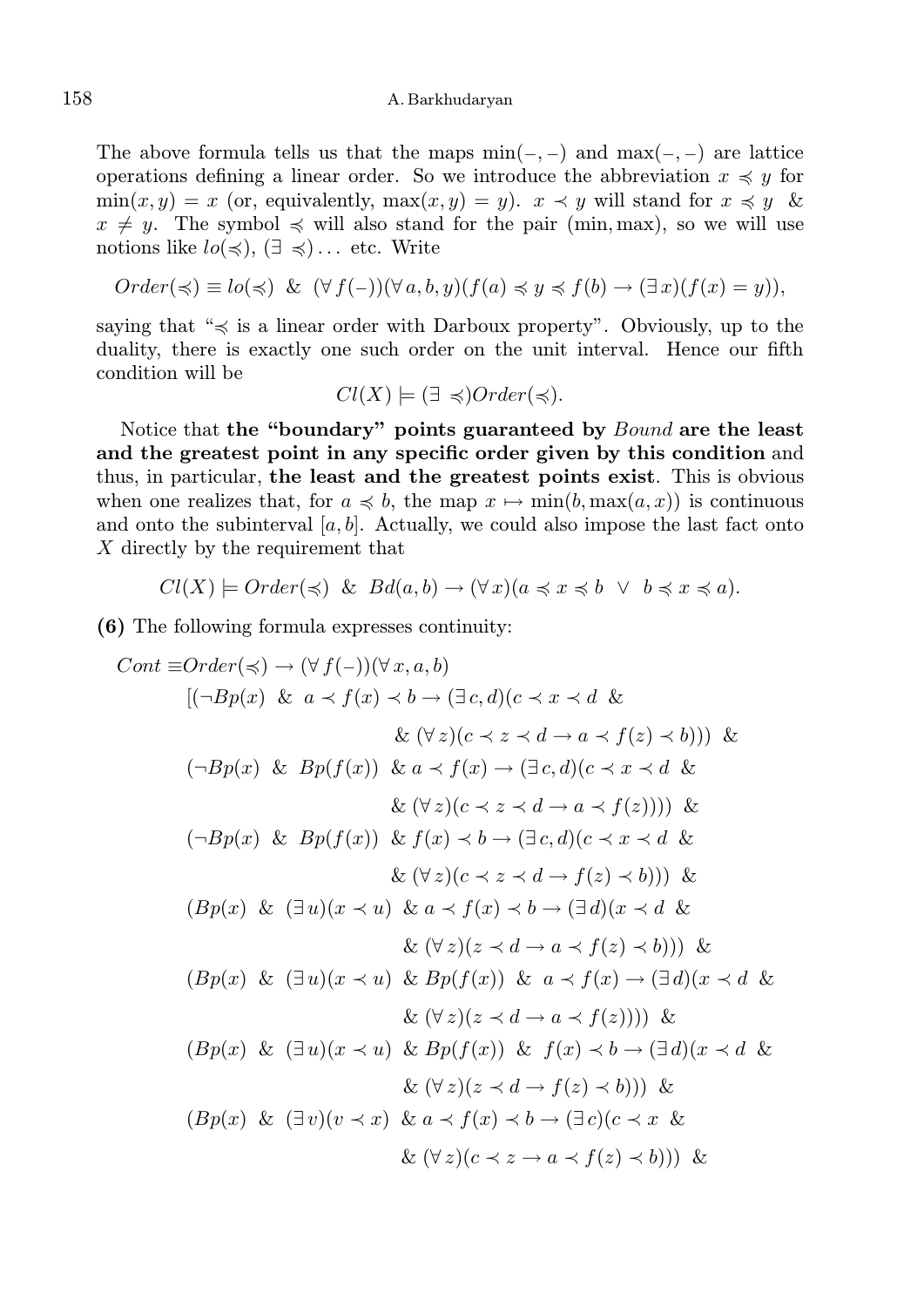The above formula tells us that the maps $\min(-,-)$ and $\max(-,-)$ are lattice operations defining a linear order. So we introduce the abbreviation $x \preccurlyeq y$ for $\min(x,y) = x$ (or, equivalently, $\max(x,y) = y$). $x \prec y$ will stand for $x \preccurlyeq y$ & $x \neq y$. The symbol $\preccurlyeq$ will also stand for the pair $(\min, \max)$, so we will use notions like $lo(\preccurlyeq)$, $(\exists \preccurlyeq) \ldots$ etc. Write

$$Order(\preccurlyeq) \equiv lo(\preccurlyeq) \ \ \& \ \ (\forall\, f(-))(\forall\, a, b, y)(f(a) \preccurlyeq y \preccurlyeq f(b) \rightarrow (\exists\, x)(f(x) = y)),$$

saying that "$\preccurlyeq$ is a linear order with Darboux property". Obviously, up to the duality, there is exactly one such order on the unit interval. Hence our fifth condition will be

$$Cl(X) \models (\exists \preccurlyeq) Order(\preccurlyeq).$$

Notice that **the "boundary" points guaranteed by** ***Bound*** **are the least and the greatest point in any specific order given by this condition** and thus, in particular, **the least and the greatest points exist**. This is obvious when one realizes that, for $a \preccurlyeq b$, the map $x \mapsto \min(b, \max(a,x))$ is continuous and onto the subinterval $[a,b]$. Actually, we could also impose the last fact onto $X$ directly by the requirement that

$$Cl(X) \models Order(\preccurlyeq) \ \ \& \ \ Bd(a,b) \rightarrow (\forall\, x)(a \preccurlyeq x \preccurlyeq b \ \ \vee \ \ b \preccurlyeq x \preccurlyeq a).$$

**(6)** The following formula expresses continuity:

$$
\begin{aligned}
Cont \equiv\, & Order(\preccurlyeq) \rightarrow (\forall\, f(-))(\forall\, x, a, b) \\
& [(\neg Bp(x) \ \ \& \ \ a \prec f(x) \prec b \rightarrow (\exists\, c, d)(c \prec x \prec d \ \ \& \\
& \qquad \qquad \& \ (\forall\, z)(c \prec z \prec d \rightarrow a \prec f(z) \prec b))) \ \ \& \\
& (\neg Bp(x) \ \ \& \ \ Bp(f(x)) \ \ \& \ a \prec f(x) \rightarrow (\exists\, c, d)(c \prec x \prec d \ \ \& \\
& \qquad \qquad \& \ (\forall\, z)(c \prec z \prec d \rightarrow a \prec f(z)))) \ \ \& \\
& (\neg Bp(x) \ \ \& \ \ Bp(f(x)) \ \ \& \ f(x) \prec b \rightarrow (\exists\, c, d)(c \prec x \prec d \ \ \& \\
& \qquad \qquad \& \ (\forall\, z)(c \prec z \prec d \rightarrow f(z) \prec b))) \ \ \& \\
& (Bp(x) \ \ \& \ \ (\exists\, u)(x \prec u) \ \ \& \ a \prec f(x) \prec b \rightarrow (\exists\, d)(x \prec d \ \ \& \\
& \qquad \qquad \& \ (\forall\, z)(z \prec d \rightarrow a \prec f(z) \prec b))) \ \ \& \\
& (Bp(x) \ \ \& \ \ (\exists\, u)(x \prec u) \ \ \& \ Bp(f(x)) \ \ \& \ \ a \prec f(x) \rightarrow (\exists\, d)(x \prec d \ \ \& \\
& \qquad \qquad \& \ (\forall\, z)(z \prec d \rightarrow a \prec f(z)))) \ \ \& \\
& (Bp(x) \ \ \& \ \ (\exists\, u)(x \prec u) \ \ \& \ Bp(f(x)) \ \ \& \ \ f(x) \prec b \rightarrow (\exists\, d)(x \prec d \ \ \& \\
& \qquad \qquad \& \ (\forall\, z)(z \prec d \rightarrow f(z) \prec b))) \ \ \& \\
& (Bp(x) \ \ \& \ \ (\exists\, v)(v \prec x) \ \ \& \ a \prec f(x) \prec b \rightarrow (\exists\, c)(c \prec x \ \ \& \\
& \qquad \qquad \& \ (\forall\, z)(c \prec z \rightarrow a \prec f(z) \prec b))) \ \ \&
\end{aligned}
$$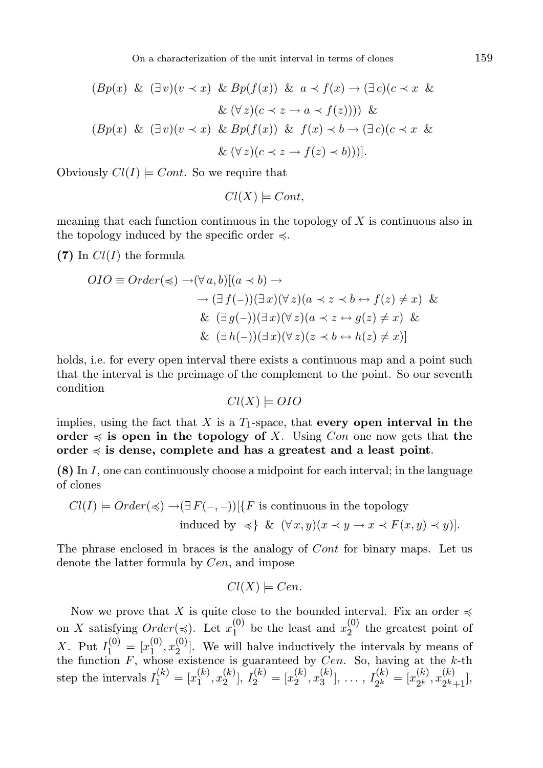$$
\begin{aligned}
&(Bp(x)\ \&\ (\exists\, v)(v \prec x)\ \&\ Bp(f(x))\ \&\ a \prec f(x) \rightarrow (\exists\, c)(c \prec x\ \&\\
&\qquad\qquad \&\ (\forall\, z)(c \prec z \rightarrow a \prec f(z))))\ \&\\
&(Bp(x)\ \&\ (\exists\, v)(v \prec x)\ \&\ Bp(f(x))\ \&\ f(x) \prec b \rightarrow (\exists\, c)(c \prec x\ \&\\
&\qquad\qquad \&\ (\forall\, z)(c \prec z \rightarrow f(z) \prec b)))].
\end{aligned}
$$

Obviously $Cl(I) \models Cont$. So we require that

$$Cl(X) \models Cont,$$

meaning that each function continuous in the topology of $X$ is continuous also in the topology induced by the specific order $\preccurlyeq$.

**(7)** In $Cl(I)$ the formula

$$
\begin{aligned}
OIO \equiv Order(\preccurlyeq) \rightarrow &(\forall\, a, b)[(a \prec b) \rightarrow\\
&\rightarrow (\exists\, f(-))(\exists\, x)(\forall\, z)(a \prec z \prec b \leftrightarrow f(z) \neq x)\ \&\\
&\&\ (\exists\, g(-))(\exists\, x)(\forall\, z)(a \prec z \leftrightarrow g(z) \neq x)\ \&\\
&\&\ (\exists\, h(-))(\exists\, x)(\forall\, z)(z \prec b \leftrightarrow h(z) \neq x)]
\end{aligned}
$$

holds, i.e. for every open interval there exists a continuous map and a point such that the interval is the preimage of the complement to the point. So our seventh condition

$$Cl(X) \models OIO$$

implies, using the fact that $X$ is a $T_1$-space, that **every open interval in the order $\preccurlyeq$ is open in the topology of $X$**. Using $Con$ one now gets that **the order $\preccurlyeq$ is dense, complete and has a greatest and a least point**.

**(8)** In $I$, one can continuously choose a midpoint for each interval; in the language of clones

$$
\begin{aligned}
Cl(I) \models Order(\preccurlyeq) \rightarrow &(\exists\, F(-,-))[\{F \text{ is continuous in the topology}\\
&\text{induced by } \preccurlyeq\}\ \&\ (\forall\, x, y)(x \prec y \rightarrow x \prec F(x,y) \prec y)].
\end{aligned}
$$

The phrase enclosed in braces is the analogy of $Cont$ for binary maps. Let us denote the latter formula by $Cen$, and impose

$$Cl(X) \models Cen.$$

Now we prove that $X$ is quite close to the bounded interval. Fix an order $\preccurlyeq$ on $X$ satisfying $Order(\preccurlyeq)$. Let $x_1^{(0)}$ be the least and $x_2^{(0)}$ the greatest point of $X$. Put $I_1^{(0)} = [x_1^{(0)}, x_2^{(0)}]$. We will halve inductively the intervals by means of the function $F$, whose existence is guaranteed by $Cen$. So, having at the $k$-th step the intervals $I_1^{(k)} = [x_1^{(k)}, x_2^{(k)}]$, $I_2^{(k)} = [x_2^{(k)}, x_3^{(k)}]$, $\ldots$ , $I_{2^k}^{(k)} = [x_{2^k}^{(k)}, x_{2^k+1}^{(k)}]$,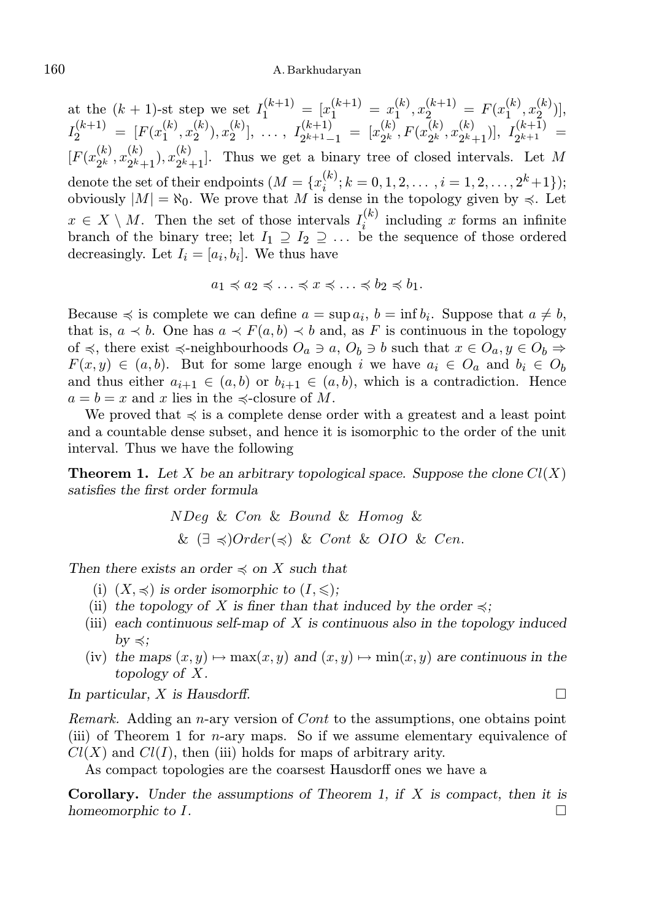at the $(k+1)$-st step we set $I_1^{(k+1)} = [x_1^{(k+1)} = x_1^{(k)}, x_2^{(k+1)} = F(x_1^{(k)}, x_2^{(k)})]$, $I_2^{(k+1)} = [F(x_1^{(k)}, x_2^{(k)}), x_2^{(k)}]$, ..., $I_{2^{k+1}-1}^{(k+1)} = [x_{2^k}^{(k)}, F(x_{2^k}^{(k)}, x_{2^k+1}^{(k)})]$, $I_{2^{k+1}}^{(k+1)} = [F(x_{2^k}^{(k)}, x_{2^k+1}^{(k)}), x_{2^k+1}^{(k)}]$. Thus we get a binary tree of closed intervals. Let $M$ denote the set of their endpoints ($M = \{x_i^{(k)}; k = 0, 1, 2, \dots, i = 1, 2, \dots, 2^k+1\}$); obviously $|M| = \aleph_0$. We prove that $M$ is dense in the topology given by $\preccurlyeq$. Let $x \in X \setminus M$. Then the set of those intervals $I_i^{(k)}$ including $x$ forms an infinite branch of the binary tree; let $I_1 \supseteq I_2 \supseteq \dots$ be the sequence of those ordered decreasingly. Let $I_i = [a_i, b_i]$. We thus have

$$a_1 \preccurlyeq a_2 \preccurlyeq \dots \preccurlyeq x \preccurlyeq \dots \preccurlyeq b_2 \preccurlyeq b_1.$$

Because $\preccurlyeq$ is complete we can define $a = \sup a_i$, $b = \inf b_i$. Suppose that $a \neq b$, that is, $a \prec b$. One has $a \prec F(a,b) \prec b$ and, as $F$ is continuous in the topology of $\preccurlyeq$, there exist $\preccurlyeq$-neighbourhoods $O_a \ni a$, $O_b \ni b$ such that $x \in O_a, y \in O_b \Rightarrow F(x,y) \in (a,b)$. But for some large enough $i$ we have $a_i \in O_a$ and $b_i \in O_b$ and thus either $a_{i+1} \in (a,b)$ or $b_{i+1} \in (a,b)$, which is a contradiction. Hence $a = b = x$ and $x$ lies in the $\preccurlyeq$-closure of $M$.

We proved that $\preccurlyeq$ is a complete dense order with a greatest and a least point and a countable dense subset, and hence it is isomorphic to the order of the unit interval. Thus we have the following

**Theorem 1.** *Let $X$ be an arbitrary topological space. Suppose the clone $Cl(X)$ satisfies the first order formula*

$$NDeg \ \& \ Con \ \& \ Bound \ \& \ Homog \ \& \\ \& \ (\exists \preccurlyeq) Order(\preccurlyeq) \ \& \ Cont \ \& \ OIO \ \& \ Cen.$$

*Then there exists an order $\preccurlyeq$ on $X$ such that*

- (i) *$(X, \preccurlyeq)$ is order isomorphic to $(I, \leqslant)$;*
- (ii) *the topology of $X$ is finer than that induced by the order $\preccurlyeq$;*
- (iii) *each continuous self-map of $X$ is continuous also in the topology induced by $\preccurlyeq$;*
- (iv) *the maps $(x,y) \mapsto \max(x,y)$ and $(x,y) \mapsto \min(x,y)$ are continuous in the topology of $X$.*

*In particular, $X$ is Hausdorff.* □

*Remark.* Adding an $n$-ary version of $Cont$ to the assumptions, one obtains point (iii) of Theorem 1 for $n$-ary maps. So if we assume elementary equivalence of $Cl(X)$ and $Cl(I)$, then (iii) holds for maps of arbitrary arity.

As compact topologies are the coarsest Hausdorff ones we have a

**Corollary.** *Under the assumptions of Theorem 1, if $X$ is compact, then it is homeomorphic to $I$.* □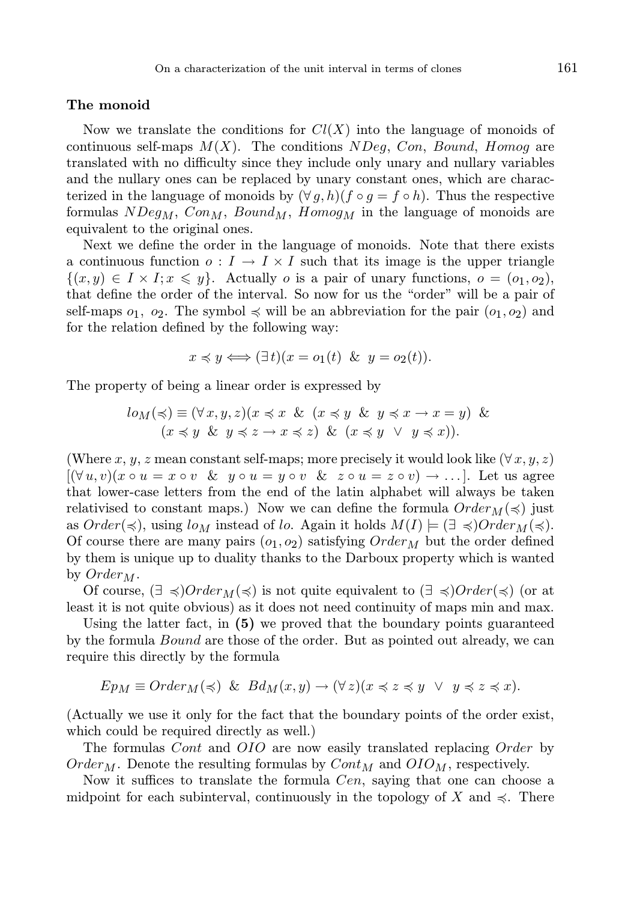### The monoid

Now we translate the conditions for $Cl(X)$ into the language of monoids of continuous self-maps $M(X)$. The conditions $NDeg$, $Con$, $Bound$, $Homog$ are translated with no difficulty since they include only unary and nullary variables and the nullary ones can be replaced by unary constant ones, which are characterized in the language of monoids by $(\forall\, g, h)(f \circ g = f \circ h)$. Thus the respective formulas $NDeg_M$, $Con_M$, $Bound_M$, $Homog_M$ in the language of monoids are equivalent to the original ones.

Next we define the order in the language of monoids. Note that there exists a continuous function $o : I \to I \times I$ such that its image is the upper triangle $\{(x, y) \in I \times I; x \leqslant y\}$. Actually $o$ is a pair of unary functions, $o = (o_1, o_2)$, that define the order of the interval. So now for us the "order" will be a pair of self-maps $o_1$, $o_2$. The symbol $\preccurlyeq$ will be an abbreviation for the pair $(o_1, o_2)$ and for the relation defined by the following way:

$$x \preccurlyeq y \Longleftrightarrow (\exists\, t)(x = o_1(t) \;\;\&\;\; y = o_2(t)).$$

The property of being a linear order is expressed by

$$lo_M(\preccurlyeq) \equiv (\forall\, x, y, z)(x \preccurlyeq x \;\;\&\;\; (x \preccurlyeq y \;\;\&\;\; y \preccurlyeq x \to x = y) \;\;\& \\ (x \preccurlyeq y \;\;\&\;\; y \preccurlyeq z \to x \preccurlyeq z) \;\;\&\;\; (x \preccurlyeq y \;\;\vee\;\; y \preccurlyeq x)).$$

(Where $x$, $y$, $z$ mean constant self-maps; more precisely it would look like $(\forall\, x, y, z)$ $[(\forall\, u, v)(x \circ u = x \circ v \;\;\&\;\; y \circ u = y \circ v \;\;\&\;\; z \circ u = z \circ v) \to \dots]$. Let us agree that lower-case letters from the end of the latin alphabet will always be taken relativised to constant maps.) Now we can define the formula $Order_M(\preccurlyeq)$ just as $Order(\preccurlyeq)$, using $lo_M$ instead of $lo$. Again it holds $M(I) \models (\exists \preccurlyeq) Order_M(\preccurlyeq)$. Of course there are many pairs $(o_1, o_2)$ satisfying $Order_M$ but the order defined by them is unique up to duality thanks to the Darboux property which is wanted by $Order_M$.

Of course, $(\exists \preccurlyeq) Order_M(\preccurlyeq)$ is not quite equivalent to $(\exists \preccurlyeq) Order(\preccurlyeq)$ (or at least it is not quite obvious) as it does not need continuity of maps min and max.

Using the latter fact, in **(5)** we proved that the boundary points guaranteed by the formula $Bound$ are those of the order. But as pointed out already, we can require this directly by the formula

$$Ep_M \equiv Order_M(\preccurlyeq) \;\;\&\;\; Bd_M(x, y) \to (\forall\, z)(x \preccurlyeq z \preccurlyeq y \;\;\vee\;\; y \preccurlyeq z \preccurlyeq x).$$

(Actually we use it only for the fact that the boundary points of the order exist, which could be required directly as well.)

The formulas $Cont$ and $OIO$ are now easily translated replacing $Order$ by $Order_M$. Denote the resulting formulas by $Cont_M$ and $OIO_M$, respectively.

Now it suffices to translate the formula $Cen$, saying that one can choose a midpoint for each subinterval, continuously in the topology of $X$ and $\preccurlyeq$. There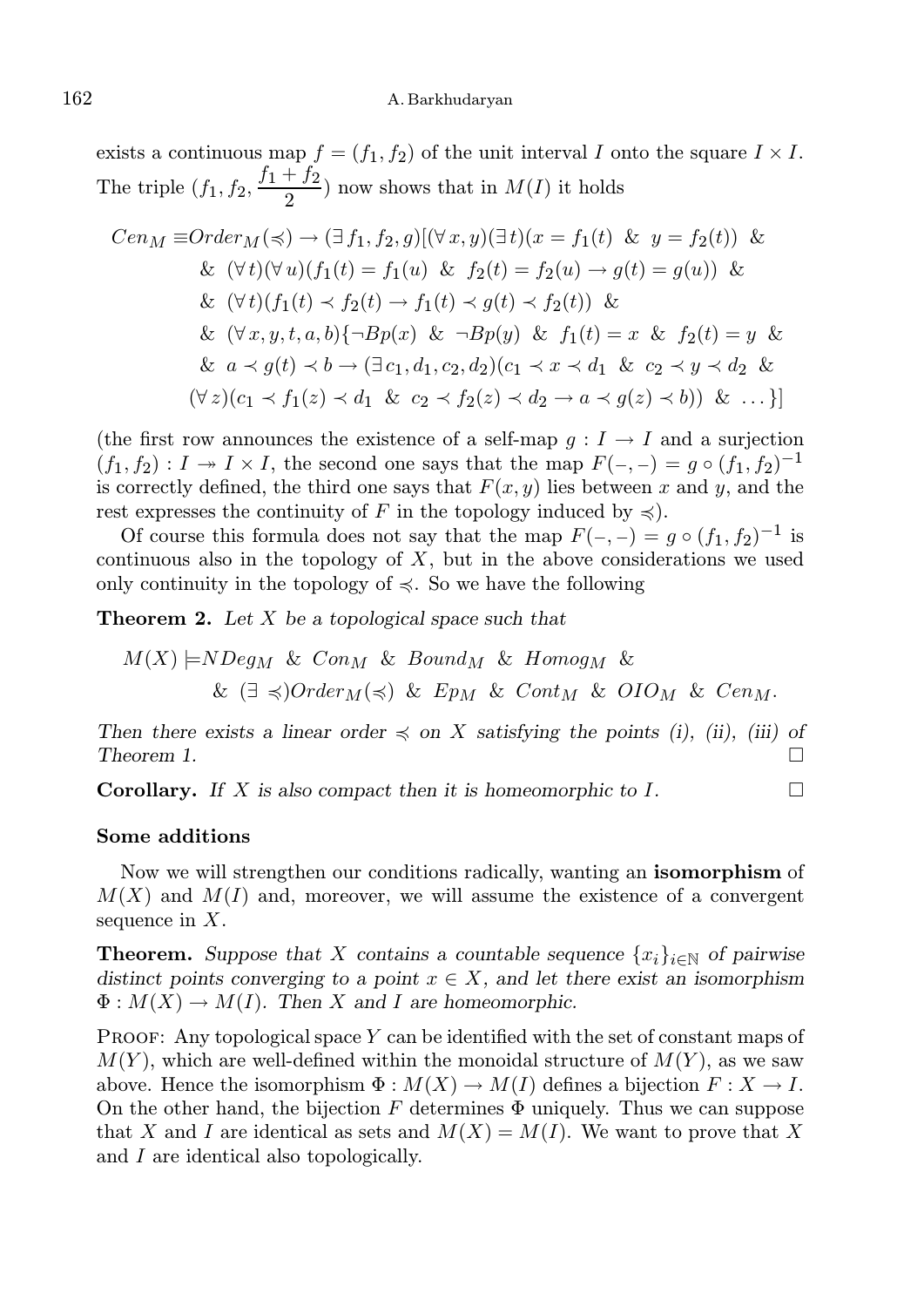exists a continuous map $f = (f_1, f_2)$ of the unit interval $I$ onto the square $I \times I$. The triple $(f_1, f_2, \frac{f_1+f_2}{2})$ now shows that in $M(I)$ it holds

$$
\begin{aligned}
Cen_M \equiv & Order_M(\preccurlyeq) \to (\exists\, f_1, f_2, g)[(\forall\, x, y)(\exists\, t)(x = f_1(t) \ \&\ y = f_2(t)) \ \& \\
& \&\ (\forall\, t)(\forall\, u)(f_1(t) = f_1(u) \ \&\ f_2(t) = f_2(u) \to g(t) = g(u)) \ \& \\
& \&\ (\forall\, t)(f_1(t) \prec f_2(t) \to f_1(t) \prec g(t) \prec f_2(t)) \ \& \\
& \&\ (\forall\, x, y, t, a, b)\{\neg Bp(x) \ \&\ \neg Bp(y) \ \&\ f_1(t) = x \ \&\ f_2(t) = y \ \& \\
& \&\ a \prec g(t) \prec b \to (\exists\, c_1, d_1, c_2, d_2)(c_1 \prec x \prec d_1 \ \&\ c_2 \prec y \prec d_2 \ \& \\
& (\forall\, z)(c_1 \prec f_1(z) \prec d_1 \ \&\ c_2 \prec f_2(z) \prec d_2 \to a \prec g(z) \prec b)) \ \&\ \ldots\}]
\end{aligned}
$$

(the first row announces the existence of a self-map $g : I \to I$ and a surjection $(f_1, f_2) : I \twoheadrightarrow I \times I$, the second one says that the map $F(-,-) = g \circ (f_1, f_2)^{-1}$ is correctly defined, the third one says that $F(x, y)$ lies between $x$ and $y$, and the rest expresses the continuity of $F$ in the topology induced by $\preccurlyeq$).

Of course this formula does not say that the map $F(-,-) = g \circ (f_1, f_2)^{-1}$ is continuous also in the topology of $X$, but in the above considerations we used only continuity in the topology of $\preccurlyeq$. So we have the following

**Theorem 2.** *Let $X$ be a topological space such that*

$$
\begin{aligned}
M(X) \models & NDeg_M \ \&\ Con_M \ \&\ Bound_M \ \&\ Homog_M \ \& \\
& \&\ (\exists \preccurlyeq) Order_M(\preccurlyeq) \ \&\ Ep_M \ \&\ Cont_M \ \&\ OIO_M \ \&\ Cen_M.
\end{aligned}
$$

*Then there exists a linear order $\preccurlyeq$ on $X$ satisfying the points (i), (ii), (iii) of Theorem 1.* □

**Corollary.** *If $X$ is also compact then it is homeomorphic to $I$.* □

### Some additions

Now we will strengthen our conditions radically, wanting an **isomorphism** of $M(X)$ and $M(I)$ and, moreover, we will assume the existence of a convergent sequence in $X$.

**Theorem.** *Suppose that $X$ contains a countable sequence $\{x_i\}_{i\in\mathbb{N}}$ of pairwise distinct points converging to a point $x \in X$, and let there exist an isomorphism $\Phi : M(X) \to M(I)$. Then $X$ and $I$ are homeomorphic.*

Proof: Any topological space $Y$ can be identified with the set of constant maps of $M(Y)$, which are well-defined within the monoidal structure of $M(Y)$, as we saw above. Hence the isomorphism $\Phi : M(X) \to M(I)$ defines a bijection $F : X \to I$. On the other hand, the bijection $F$ determines $\Phi$ uniquely. Thus we can suppose that $X$ and $I$ are identical as sets and $M(X) = M(I)$. We want to prove that $X$ and $I$ are identical also topologically.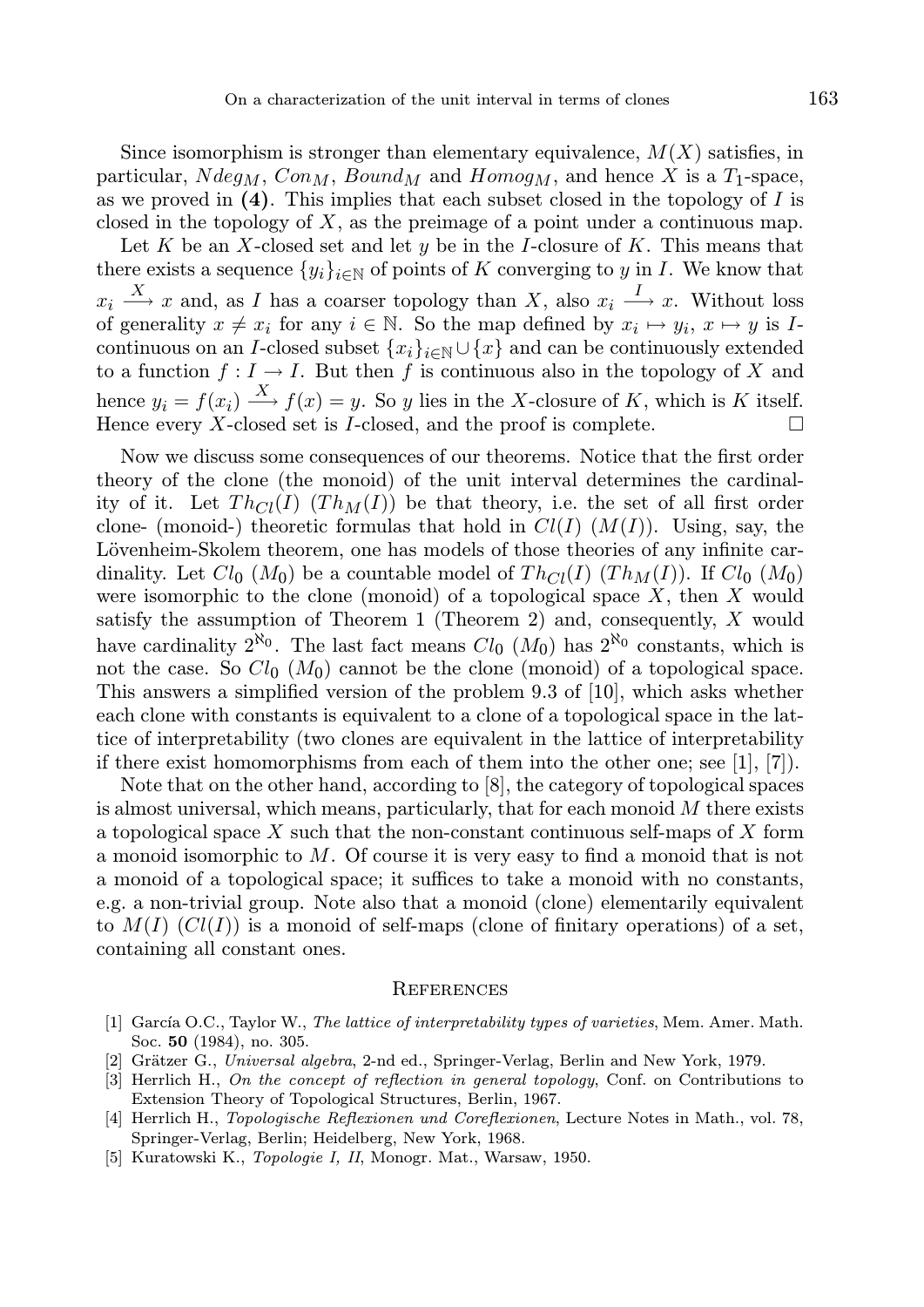Since isomorphism is stronger than elementary equivalence, $M(X)$ satisfies, in particular, $Ndeg_M$, $Con_M$, $Bound_M$ and $Homog_M$, and hence $X$ is a $T_1$-space, as we proved in **(4)**. This implies that each subset closed in the topology of $I$ is closed in the topology of $X$, as the preimage of a point under a continuous map.

Let $K$ be an $X$-closed set and let $y$ be in the $I$-closure of $K$. This means that there exists a sequence $\{y_i\}_{i\in\mathbb{N}}$ of points of $K$ converging to $y$ in $I$. We know that $x_i \xrightarrow{X} x$ and, as $I$ has a coarser topology than $X$, also $x_i \xrightarrow{I} x$. Without loss of generality $x \neq x_i$ for any $i \in \mathbb{N}$. So the map defined by $x_i \mapsto y_i$, $x \mapsto y$ is $I$-continuous on an $I$-closed subset $\{x_i\}_{i\in\mathbb{N}} \cup \{x\}$ and can be continuously extended to a function $f : I \to I$. But then $f$ is continuous also in the topology of $X$ and hence $y_i = f(x_i) \xrightarrow{X} f(x) = y$. So $y$ lies in the $X$-closure of $K$, which is $K$ itself. Hence every $X$-closed set is $I$-closed, and the proof is complete. □

Now we discuss some consequences of our theorems. Notice that the first order theory of the clone (the monoid) of the unit interval determines the cardinality of it. Let $Th_{Cl}(I)$ ($Th_M(I)$) be that theory, i.e. the set of all first order clone- (monoid-) theoretic formulas that hold in $Cl(I)$ ($M(I)$). Using, say, the Lövenheim-Skolem theorem, one has models of those theories of any infinite cardinality. Let $Cl_0$ ($M_0$) be a countable model of $Th_{Cl}(I)$ ($Th_M(I)$). If $Cl_0$ ($M_0$) were isomorphic to the clone (monoid) of a topological space $X$, then $X$ would satisfy the assumption of Theorem 1 (Theorem 2) and, consequently, $X$ would have cardinality $2^{\aleph_0}$. The last fact means $Cl_0$ ($M_0$) has $2^{\aleph_0}$ constants, which is not the case. So $Cl_0$ ($M_0$) cannot be the clone (monoid) of a topological space. This answers a simplified version of the problem 9.3 of [10], which asks whether each clone with constants is equivalent to a clone of a topological space in the lattice of interpretability (two clones are equivalent in the lattice of interpretability if there exist homomorphisms from each of them into the other one; see [1], [7]).

Note that on the other hand, according to [8], the category of topological spaces is almost universal, which means, particularly, that for each monoid $M$ there exists a topological space $X$ such that the non-constant continuous self-maps of $X$ form a monoid isomorphic to $M$. Of course it is very easy to find a monoid that is not a monoid of a topological space; it suffices to take a monoid with no constants, e.g. a non-trivial group. Note also that a monoid (clone) elementarily equivalent to $M(I)$ ($Cl(I)$) is a monoid of self-maps (clone of finitary operations) of a set, containing all constant ones.

## References

[1] García O.C., Taylor W., *The lattice of interpretability types of varieties*, Mem. Amer. Math. Soc. **50** (1984), no. 305.

[2] Grätzer G., *Universal algebra*, 2-nd ed., Springer-Verlag, Berlin and New York, 1979.

[3] Herrlich H., *On the concept of reflection in general topology*, Conf. on Contributions to Extension Theory of Topological Structures, Berlin, 1967.

[4] Herrlich H., *Topologische Reflexionen und Coreflexionen*, Lecture Notes in Math., vol. 78, Springer-Verlag, Berlin; Heidelberg, New York, 1968.

[5] Kuratowski K., *Topologie I, II*, Monogr. Mat., Warsaw, 1950.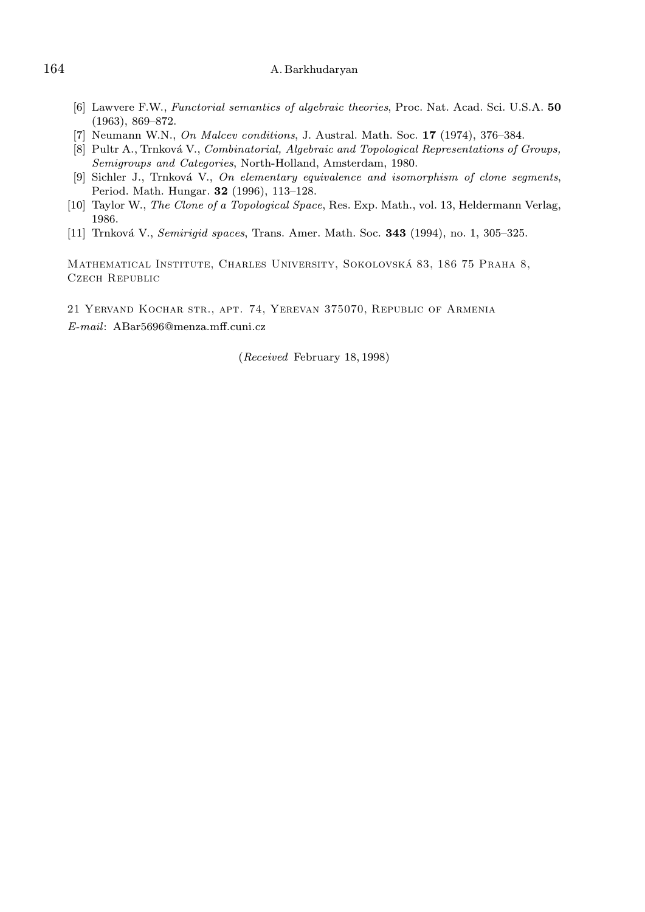[6] Lawvere F.W., *Functorial semantics of algebraic theories*, Proc. Nat. Acad. Sci. U.S.A. **50** (1963), 869–872.

[7] Neumann W.N., *On Malcev conditions*, J. Austral. Math. Soc. **17** (1974), 376–384.

[8] Pultr A., Trnková V., *Combinatorial, Algebraic and Topological Representations of Groups, Semigroups and Categories*, North-Holland, Amsterdam, 1980.

[9] Sichler J., Trnková V., *On elementary equivalence and isomorphism of clone segments*, Period. Math. Hungar. **32** (1996), 113–128.

[10] Taylor W., *The Clone of a Topological Space*, Res. Exp. Math., vol. 13, Heldermann Verlag, 1986.

[11] Trnková V., *Semirigid spaces*, Trans. Amer. Math. Soc. **343** (1994), no. 1, 305–325.

Mathematical Institute, Charles University, Sokolovská 83, 186 75 Praha 8, Czech Republic

21 Yervand Kochar str., apt. 74, Yerevan 375070, Republic of Armenia

*E-mail*: ABar5696@menza.mff.cuni.cz

(*Received* February 18, 1998)